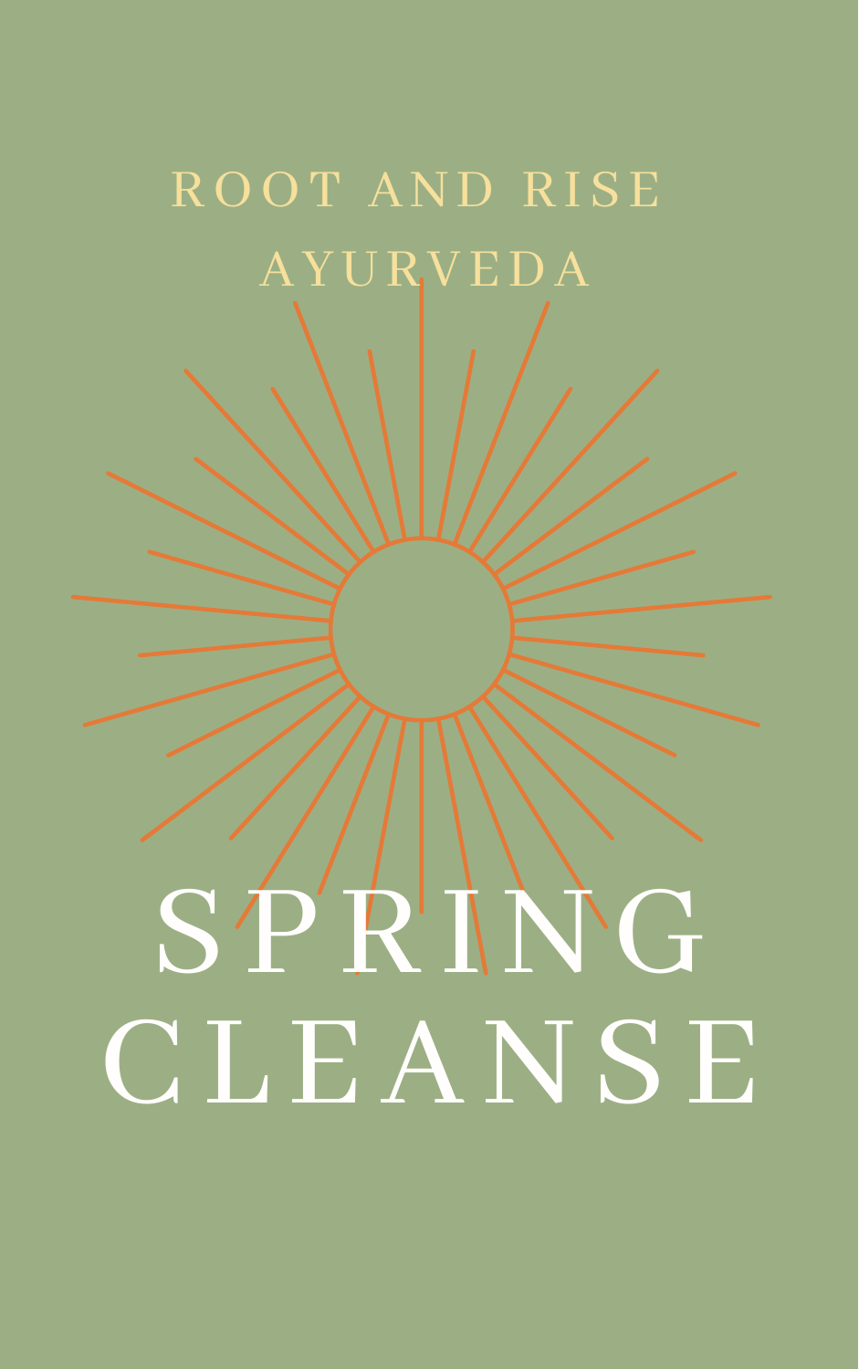ROOT AND RISE AYURVEDA

# SPRING CLEANSE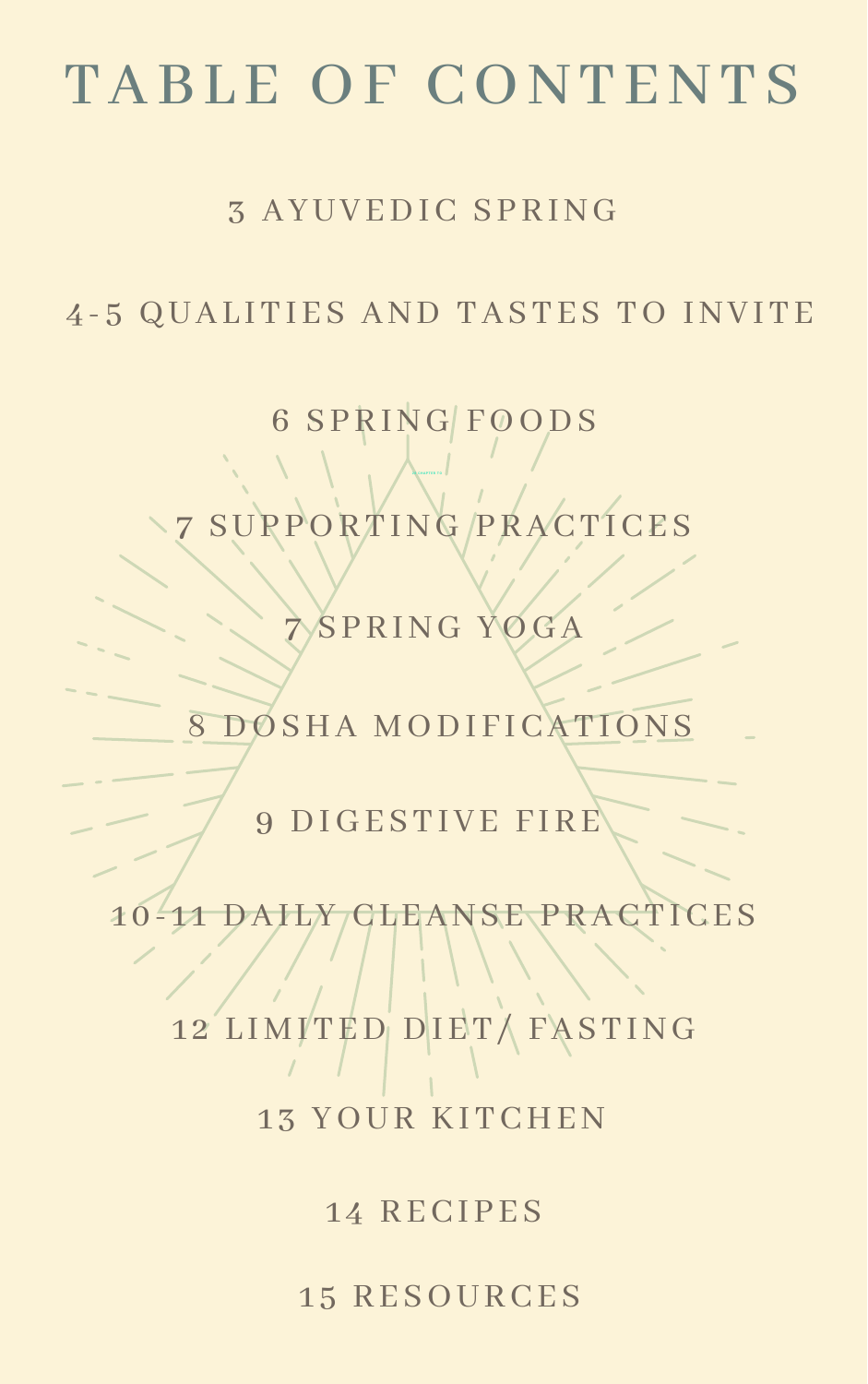# TABLE OF CONTENTS

3 AYUVEDIC SPRING

4-5 QUALITIES AND TASTES TO INVITE

6 SPRING FOODS

7 SUPPORTING PRACTICES

7 SPRING YOGA

8 DOSHA MODIFICATIONS

9 DIGESTIVE FIRE

10-11 DAILY CLEANSE PRACTICES

12 LIMITED DIET/ FASTING

13 YOUR KITCHEN

14 RECIPES

15 RESOURCES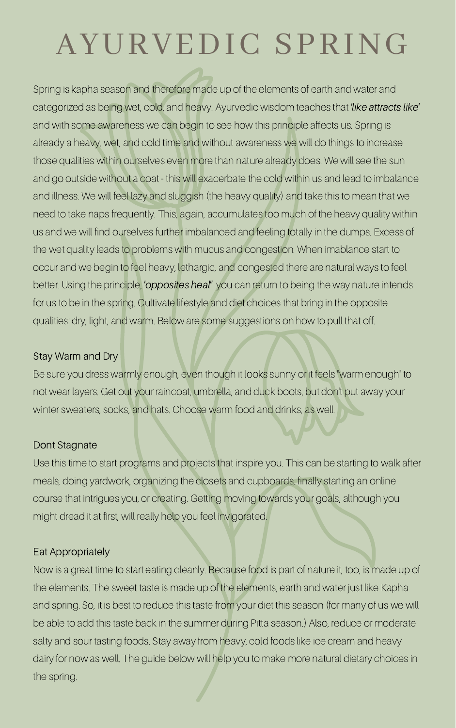# AYURVEDIC SPRING

Spring is kapha season and therefore made up of the elements of earth and water and categorized as being wet, cold, and heavy. Ayurvedic wisdom teaches that *'like attracts like'* and with some awareness we can begin to see how this principle affects us. Spring is already a heavy, wet, and cold time and without awareness we will do things to increase those qualities within ourselves even more than nature already does. We will see the sun and go outside without a coat - this will exacerbate the cold within us and lead to imbalance and illness. We will feel lazy and sluggish (the heavy quality) and take this to mean that we need to take naps frequently. This, again, accumulates too much of the heavy quality within us and we will find ourselves further imbalanced and feeling totally in the dumps. Excess of the wet quality leads to problems with mucus and congestion. When imablance start to occur and we begin to feel heavy, lethargic, and congested there are natural ways to feel better. Using the principle, *'opposites heal"* you can return to being the way nature intends for us to be in the spring. Cultivate lifestyle and diet choices that bring in the opposite qualities: dry, light, and warm. Below are some suggestions on how to pull that off.

### Stay Warm and Dry

Be sure you dress warmly enough, even though it looks sunny or it feels "warm enough" to not wear layers. Get out your raincoat, umbrella, and duck boots, but don't put away your winter sweaters, socks, and hats. Choose warm food and drinks, as well.

### Dont Stagnate

Use this time to start programs and projects that inspire you. This can be starting to walk after meals, doing yardwork, organizing the closets and cupboards, finally starting an online course that intrigues you, or creating. Getting moving towards your goals, although you might dread it at first, will really help you feel invigorated.

### Eat Appropriately

Now is a great time to start eating cleanly. Because food is part of nature it, too, is made up of the elements. The sweet taste is made up of the elements, earth and water just like Kapha and spring. So, it is best to reduce this taste from your diet this season (for many of us we will be able to add this taste back in the summer during Pitta season.) Also, reduce or moderate salty and sour tasting foods. Stay away from heavy, cold foods like ice cream and heavy dairy for now as well. The guide below will help you to make more natural dietary choices in the spring.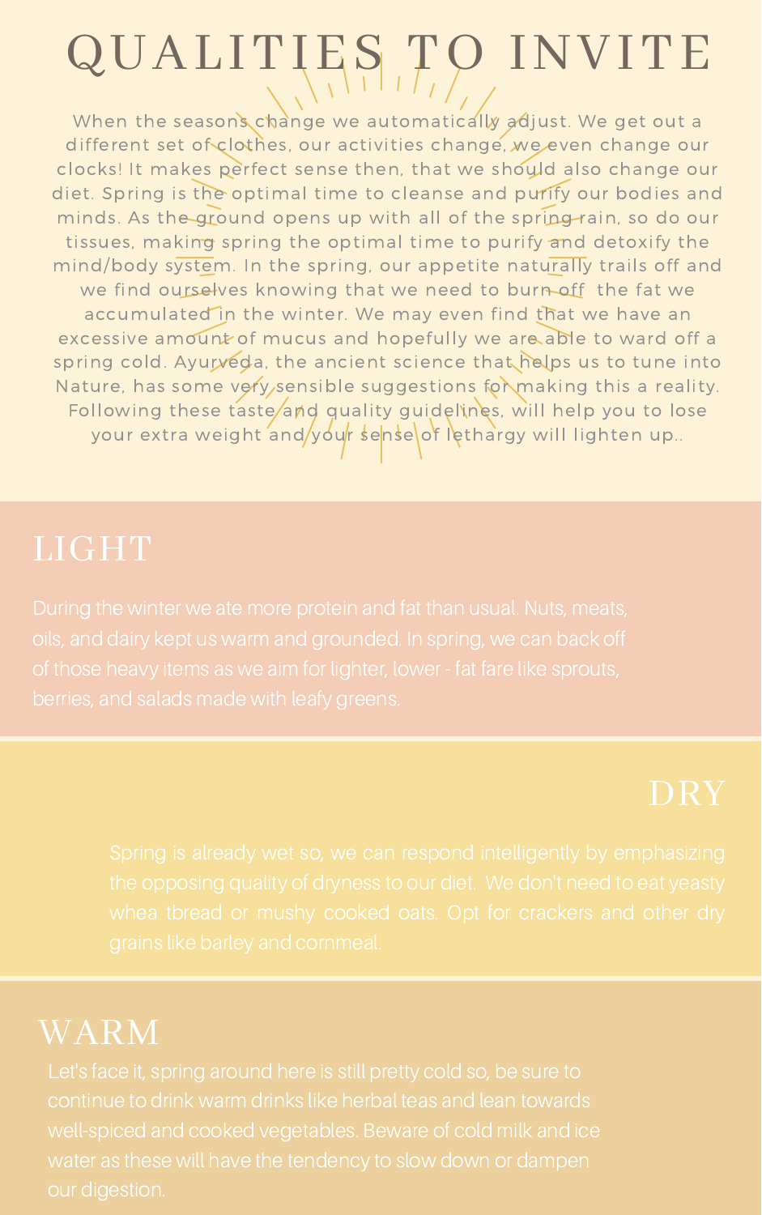# QUALITIES TO INVITE

When the seasons change we automatically adjust. We get out a different set of clothes, our activities change, we even change our clocks! It makes perfect sense then, that we should also change our diet. Spring is the optimal time to cleanse and purify our bodies and minds. As the ground opens up with all of the spring rain, so do our tissues, making spring the optimal time to purify and detoxify the mind/body system. In the spring, our appetite naturally trails off and we find ourselves knowing that we need to burn off the fat we accumulated in the winter. We may even find that we have an excessive amount of mucus and hopefully we are able to ward off a spring cold. Ayurveda, the ancient science that helps us to tune into Nature, has some very sensible suggestions for making this a reality. Following these taste and quality guidelines, will help you to lose your extra weight and your sense of lethargy will lighten up..

## LIGHT

During the winter we ate more protein and fat than usual. Nuts, meats, oils, and dairy kept us warm and grounded. In spring, we can back off of those heavy items as we aim for lighter, lower - fat fare like sprouts, berries, and salads made with leafy greens.

## DRY

Spring is already wet so, we can respond intelligently by emphasizing the opposing quality of dryness to our diet. We don't need to eat yeasty whea tbread or mushy cooked oats. Opt for crackers and other dry grains like barley and cornmeal.

## WARM

Let's face it, spring around here is still pretty cold so, be sure to continue to drink warm drinks like herbal teas and lean towards well-spiced and cooked vegetables. Beware of cold milk and ice water as these will have the tendency to slow down or dampen our digestion.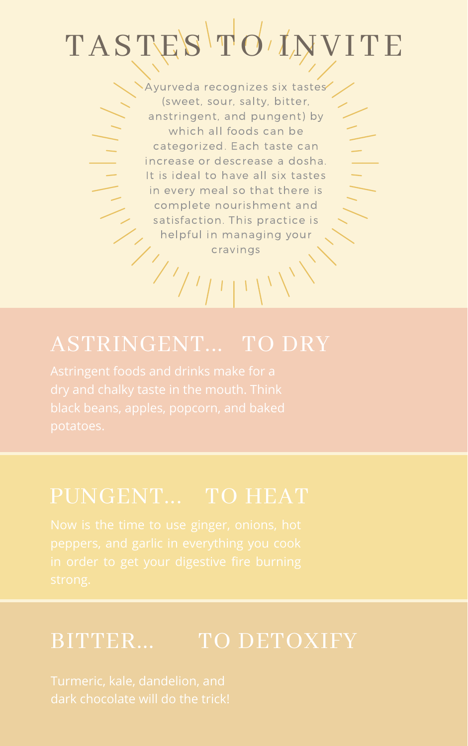# TASTES TO INVITE

Ayurveda recognizes six tastes (sweet, sour, salty, bitter, anstringent, and pungent) by which all foods can be categorized. Each taste can increase or descrease a dosha. It is ideal to have all six tastes in every meal so that there is complete nourishment and satisfaction. This practice is helpful in managing your cravings

## ASTRINGENT... TO DRY

Astringent foods and drinks make for a dry and chalky taste in the mouth. Think black beans, apples, popcorn, and baked potatoes.

## PUNGENT... TO HEAT

Now is the time to use ginger, onions, hot peppers, and garlic in everything you cook in order to get your digestive fire burning strong.

## BITTER... TO DETOXIFY

Turmeric, kale, dandelion, and dark chocolate will do the trick!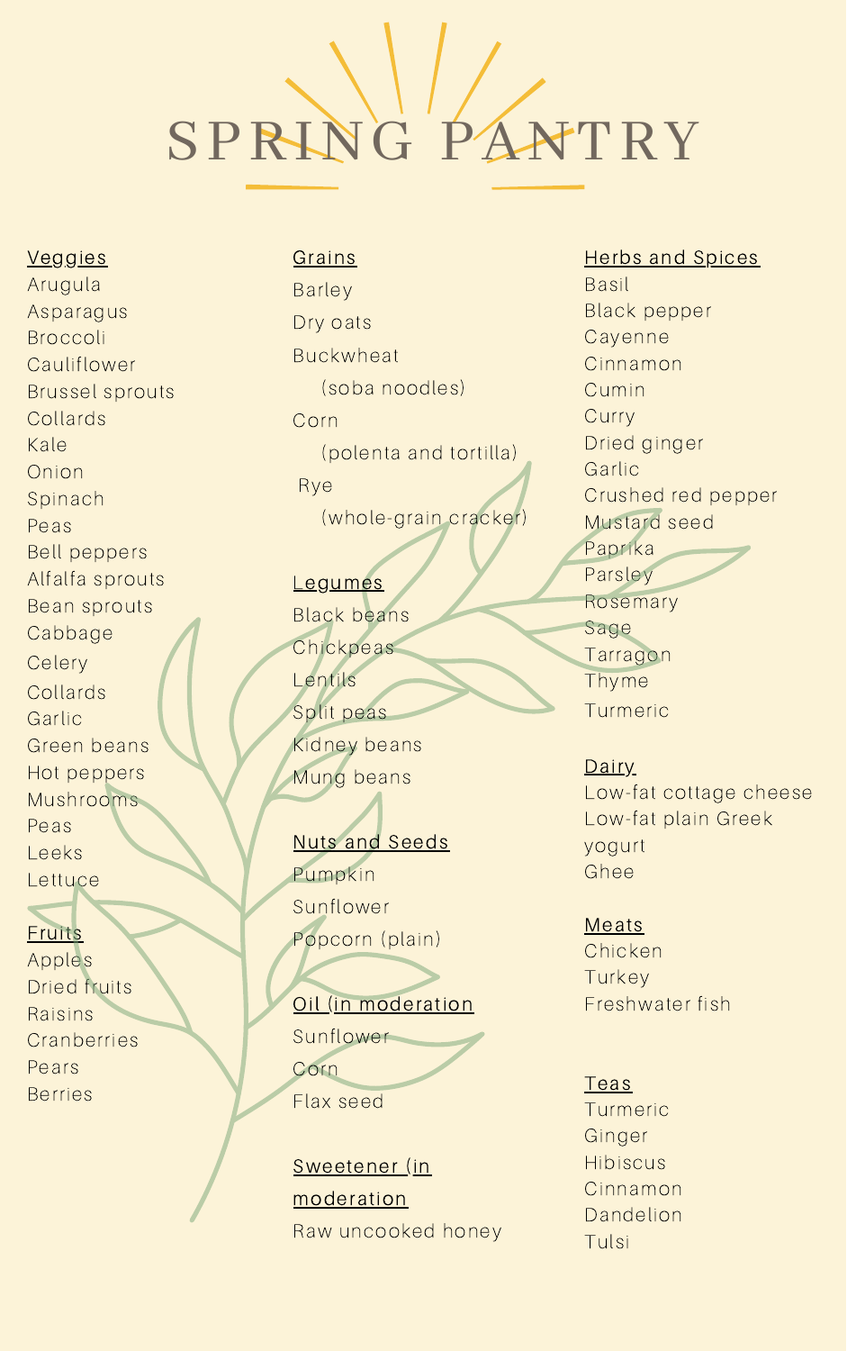# SPRING PANTRY

## Veggies

Arugula
Asparagus
Broccoli
Cauliflower
Brussel sprouts
Collards
Kale
Onion
Spinach
Peas
Bell peppers
Alfalfa sprouts
Bean sprouts
Cabbage
Celery
Collards
Garlic
Green beans
Hot peppers
Mushrooms
Peas
Leeks
Lettuce

## Fruits

Apples
Dried fruits
Raisins
Cranberries
Pears
Berries

## Grains

Barley
Dry oats
Buckwheat
    (soba noodles)
Corn
    (polenta and tortilla)
Rye
    (whole-grain cracker)

## Legumes

Black beans
Chickpeas
Lentils
Split peas
Kidney beans
Mung beans

## Nuts and Seeds

Pumpkin
Sunflower
Popcorn (plain)

## Oil (in moderation

Sunflower
Corn
Flax seed

## Sweetener (in moderation

Raw uncooked honey

## Herbs and Spices

Basil
Black pepper
Cayenne
Cinnamon
Cumin
Curry
Dried ginger
Garlic
Crushed red pepper
Mustard seed
Paprika
Parsley
Rosemary
Sage
Tarragon
Thyme
Turmeric

## Dairy

Low-fat cottage cheese
Low-fat plain Greek yogurt
Ghee

## Meats

Chicken
Turkey
Freshwater fish

## Teas

Turmeric
Ginger
Hibiscus
Cinnamon
Dandelion
Tulsi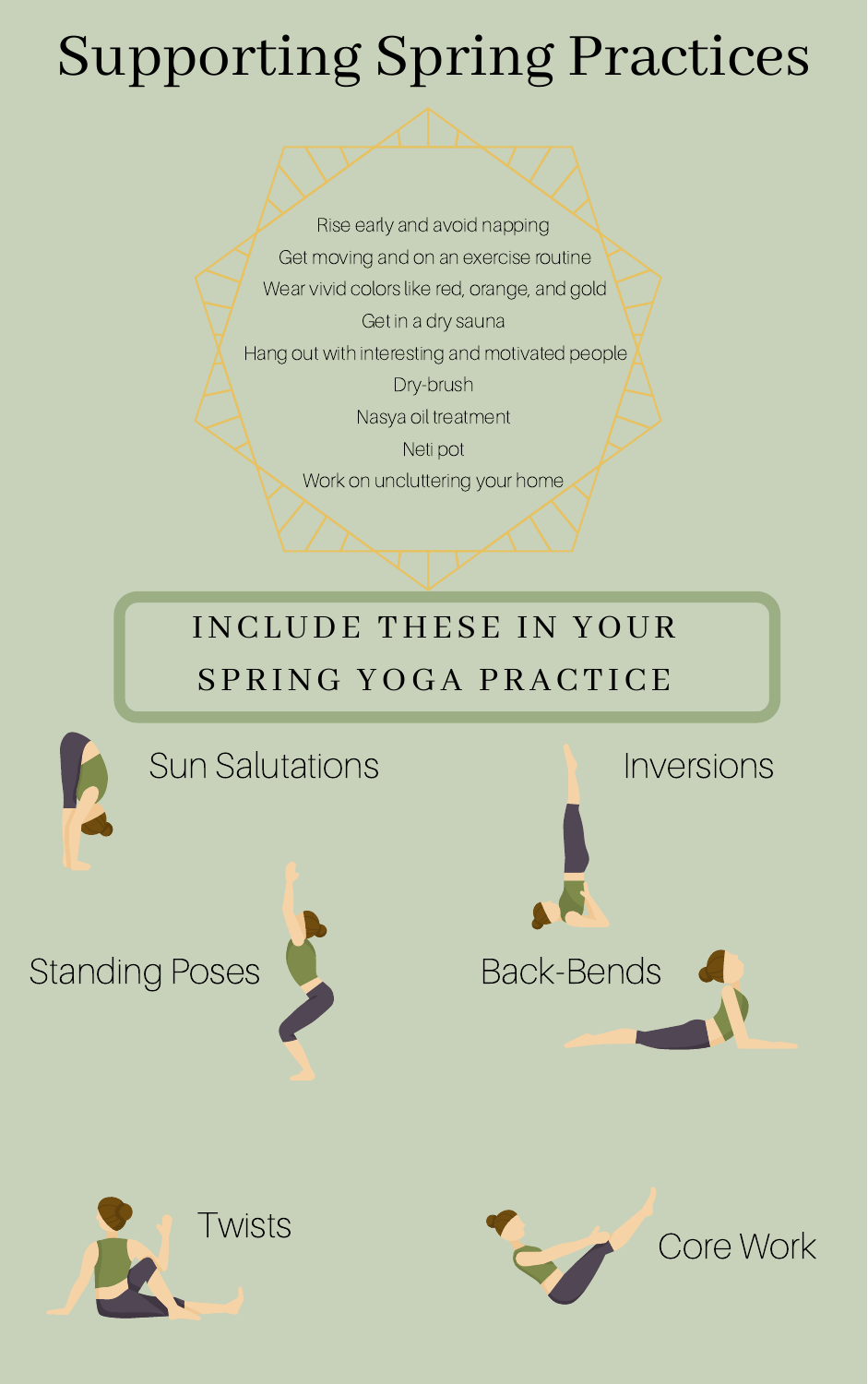# Supporting Spring Practices

- Rise early and avoid napping
- Get moving and on an exercise routine
- Wear vivid colors like red, orange, and gold
- Get in a dry sauna
- Hang out with interesting and motivated people
- Dry-brush
- Nasya oil treatment
- Neti pot
- Work on uncluttering your home

## INCLUDE THESE IN YOUR SPRING YOGA PRACTICE

- Sun Salutations
- Inversions
- Standing Poses
- Back-Bends
- Twists
- Core Work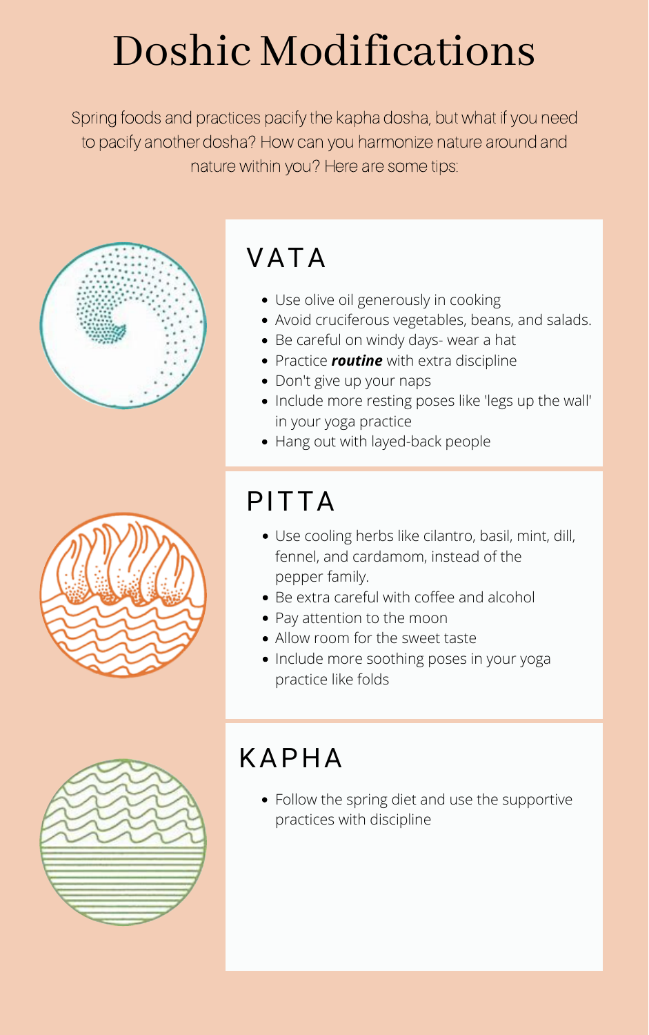# Doshic Modifications

Spring foods and practices pacify the kapha dosha, but what if you need to pacify another dosha? How can you harmonize nature around and nature within you? Here are some tips:

## VATA

- Use olive oil generously in cooking
- Avoid cruciferous vegetables, beans, and salads.
- Be careful on windy days- wear a hat
- Practice ***routine*** with extra discipline
- Don't give up your naps
- Include more resting poses like 'legs up the wall' in your yoga practice
- Hang out with layed-back people

## PITTA

- Use cooling herbs like cilantro, basil, mint, dill, fennel, and cardamom, instead of the pepper family.
- Be extra careful with coffee and alcohol
- Pay attention to the moon
- Allow room for the sweet taste
- Include more soothing poses in your yoga practice like folds

## KAPHA

- Follow the spring diet and use the supportive practices with discipline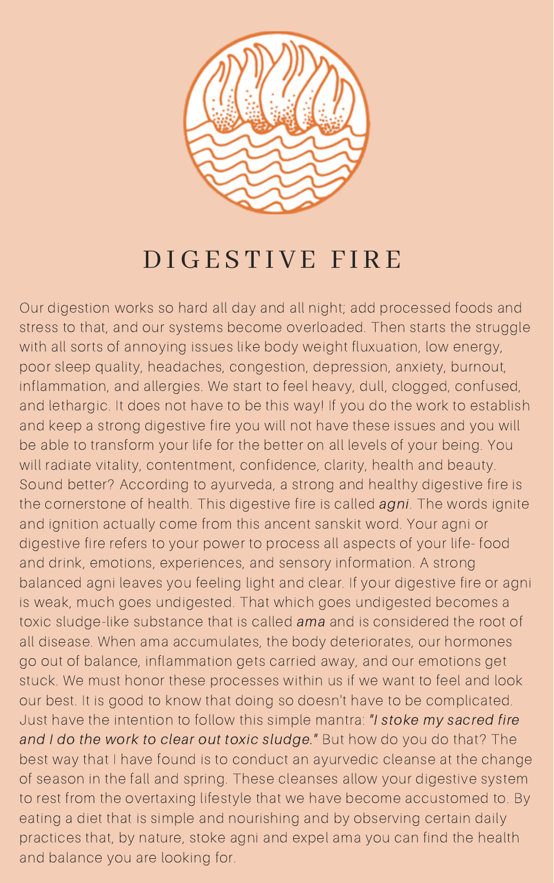# DIGESTIVE FIRE

Our digestion works so hard all day and all night; add processed foods and stress to that, and our systems become overloaded. Then starts the struggle with all sorts of annoying issues like body weight fluxuation, low energy, poor sleep quality, headaches, congestion, depression, anxiety, burnout, inflammation, and allergies. We start to feel heavy, dull, clogged, confused, and lethargic. It does not have to be this way! If you do the work to establish and keep a strong digestive fire you will not have these issues and you will be able to transform your life for the better on all levels of your being. You will radiate vitality, contentment, confidence, clarity, health and beauty. Sound better? According to ayurveda, a strong and healthy digestive fire is the cornerstone of health. This digestive fire is called *agni*. The words ignite and ignition actually come from this ancent sanskit word. Your agni or digestive fire refers to your power to process all aspects of your life- food and drink, emotions, experiences, and sensory information. A strong balanced agni leaves you feeling light and clear. If your digestive fire or agni is weak, much goes undigested. That which goes undigested becomes a toxic sludge-like substance that is called *ama* and is considered the root of all disease. When ama accumulates, the body deteriorates, our hormones go out of balance, inflammation gets carried away, and our emotions get stuck. We must honor these processes within us if we want to feel and look our best. It is good to know that doing so doesn't have to be complicated. Just have the intention to follow this simple mantra: *"I stoke my sacred fire and I do the work to clear out toxic sludge."* But how do you do that? The best way that I have found is to conduct an ayurvedic cleanse at the change of season in the fall and spring. These cleanses allow your digestive system to rest from the overtaxing lifestyle that we have become accustomed to. By eating a diet that is simple and nourishing and by observing certain daily practices that, by nature, stoke agni and expel ama you can find the health and balance you are looking for.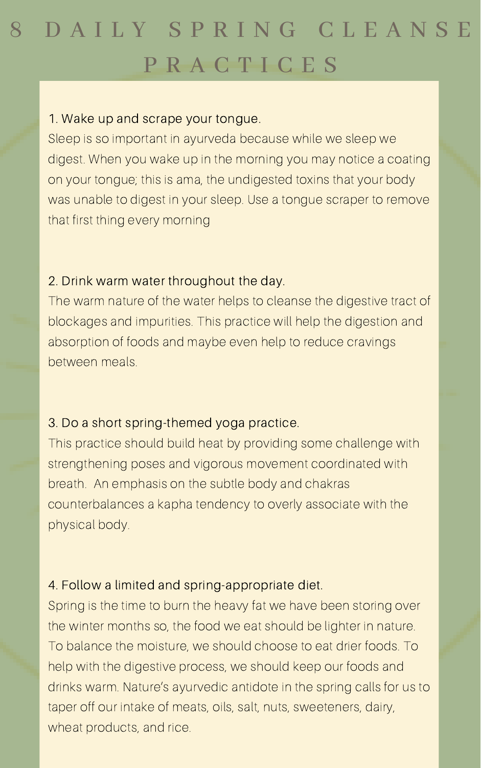# 8 DAILY SPRING CLEANSE PRACTICES

1. Wake up and scrape your tongue.

Sleep is so important in ayurveda because while we sleep we digest. When you wake up in the morning you may notice a coating on your tongue; this is ama, the undigested toxins that your body was unable to digest in your sleep. Use a tongue scraper to remove that first thing every morning

2. Drink warm water throughout the day.

The warm nature of the water helps to cleanse the digestive tract of blockages and impurities. This practice will help the digestion and absorption of foods and maybe even help to reduce cravings between meals.

3. Do a short spring-themed yoga practice.

This practice should build heat by providing some challenge with strengthening poses and vigorous movement coordinated with breath. An emphasis on the subtle body and chakras counterbalances a kapha tendency to overly associate with the physical body.

4. Follow a limited and spring-appropriate diet.

Spring is the time to burn the heavy fat we have been storing over the winter months so, the food we eat should be lighter in nature. To balance the moisture, we should choose to eat drier foods. To help with the digestive process, we should keep our foods and drinks warm. Nature's ayurvedic antidote in the spring calls for us to taper off our intake of meats, oils, salt, nuts, sweeteners, dairy, wheat products, and rice.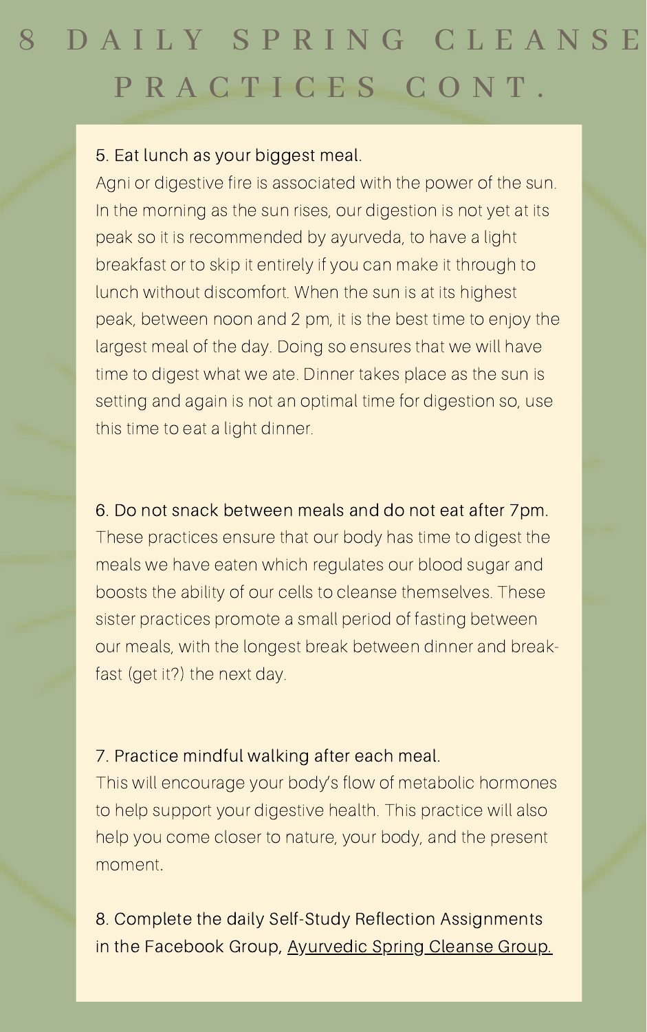# 8 DAILY SPRING CLEANSE PRACTICES CONT.

5. Eat lunch as your biggest meal.

Agni or digestive fire is associated with the power of the sun. In the morning as the sun rises, our digestion is not yet at its peak so it is recommended by ayurveda, to have a light breakfast or to skip it entirely if you can make it through to lunch without discomfort. When the sun is at its highest peak, between noon and 2 pm, it is the best time to enjoy the largest meal of the day. Doing so ensures that we will have time to digest what we ate. Dinner takes place as the sun is setting and again is not an optimal time for digestion so, use this time to eat a light dinner.

6. Do not snack between meals and do not eat after 7pm.

These practices ensure that our body has time to digest the meals we have eaten which regulates our blood sugar and boosts the ability of our cells to cleanse themselves. These sister practices promote a small period of fasting between our meals, with the longest break between dinner and break-fast (get it?) the next day.

7. Practice mindful walking after each meal.

This will encourage your body's flow of metabolic hormones to help support your digestive health. This practice will also help you come closer to nature, your body, and the present moment.

8. Complete the daily Self-Study Reflection Assignments in the Facebook Group, Ayurvedic Spring Cleanse Group.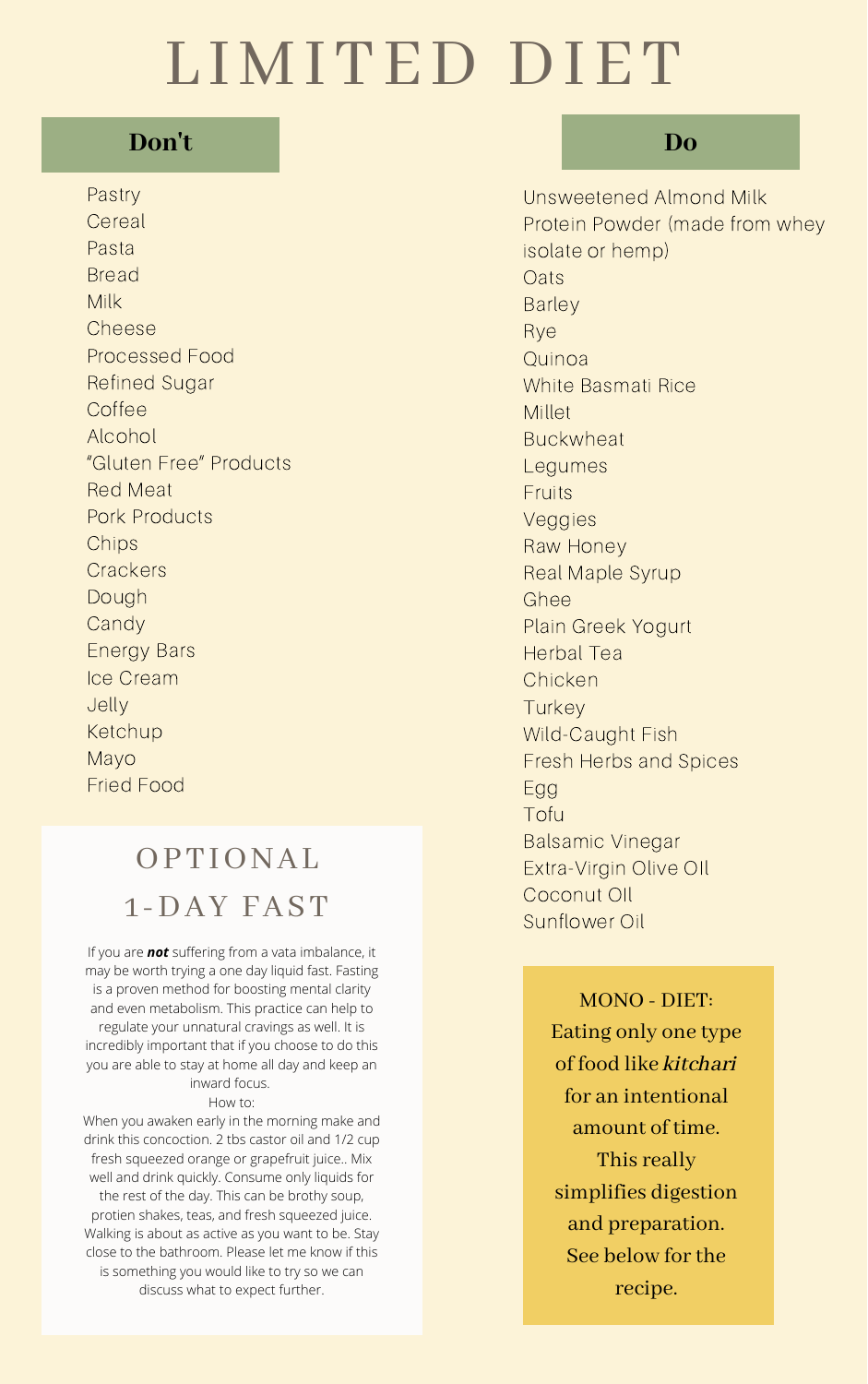# LIMITED DIET

## Don't

- Pastry
- Cereal
- Pasta
- Bread
- Milk
- Cheese
- Processed Food
- Refined Sugar
- Coffee
- Alcohol
- "Gluten Free" Products
- Red Meat
- Pork Products
- Chips
- Crackers
- Dough
- Candy
- Energy Bars
- Ice Cream
- Jelly
- Ketchup
- Mayo
- Fried Food

## Do

- Unsweetened Almond Milk
- Protein Powder (made from whey isolate or hemp)
- Oats
- Barley
- Rye
- Quinoa
- White Basmati Rice
- Millet
- Buckwheat
- Legumes
- Fruits
- Veggies
- Raw Honey
- Real Maple Syrup
- Ghee
- Plain Greek Yogurt
- Herbal Tea
- Chicken
- Turkey
- Wild-Caught Fish
- Fresh Herbs and Spices
- Egg
- Tofu
- Balsamic Vinegar
- Extra-Virgin Olive Oil
- Coconut Oil
- Sunflower Oil

## OPTIONAL 1-DAY FAST

If you are ***not*** suffering from a vata imbalance, it may be worth trying a one day liquid fast. Fasting is a proven method for boosting mental clarity and even metabolism. This practice can help to regulate your unnatural cravings as well. It is incredibly important that if you choose to do this you are able to stay at home all day and keep an inward focus.

How to:

When you awaken early in the morning make and drink this concoction. 2 tbs castor oil and 1/2 cup fresh squeezed orange or grapefruit juice.. Mix well and drink quickly. Consume only liquids for the rest of the day. This can be brothy soup, protien shakes, teas, and fresh squeezed juice. Walking is about as active as you want to be. Stay close to the bathroom. Please let me know if this is something you would like to try so we can discuss what to expect further.

MONO - DIET: Eating only one type of food like ***kitchari*** for an intentional amount of time. This really simplifies digestion and preparation. See below for the recipe.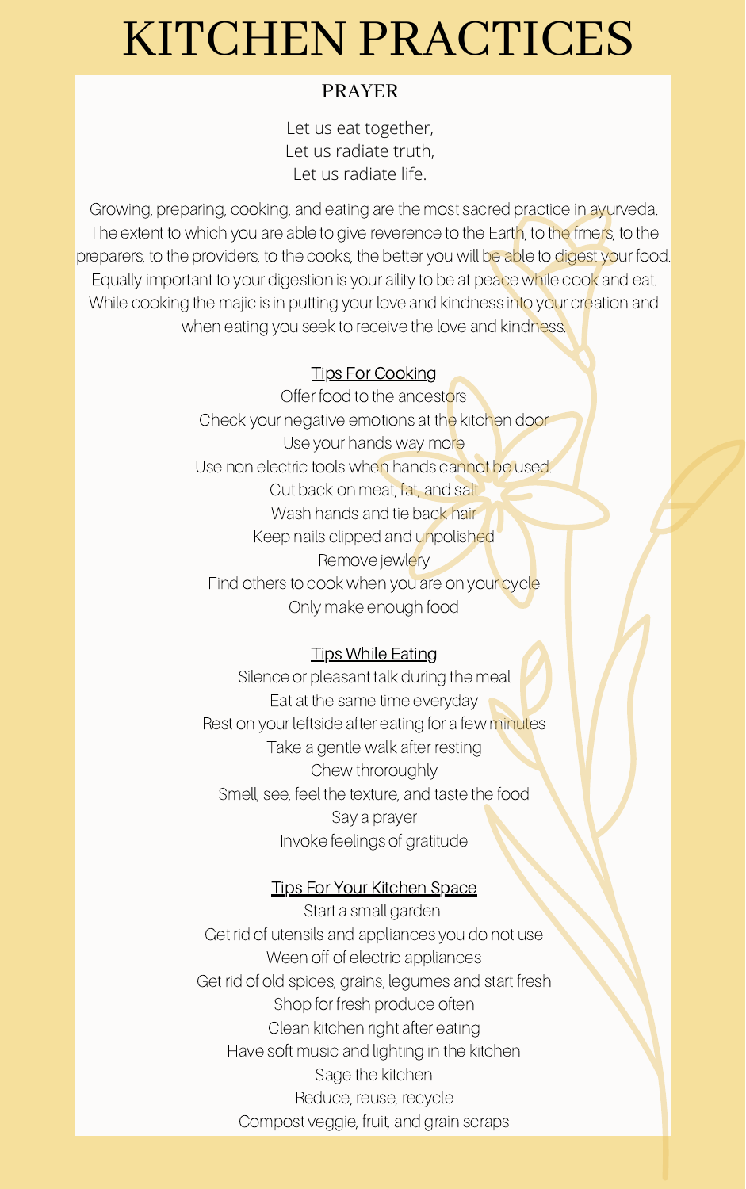# KITCHEN PRACTICES

## PRAYER

Let us eat together,
Let us radiate truth,
Let us radiate life.

Growing, preparing, cooking, and eating are the most sacred practice in ayurveda. The extent to which you are able to give reverence to the Earth, to the frners, to the preparers, to the providers, to the cooks, the better you will be able to digest your food. Equally important to your digestion is your aility to be at peace while cook and eat. While cooking the majic is in putting your love and kindness into your creation and when eating you seek to receive the love and kindness.

### Tips For Cooking

- Offer food to the ancestors
- Check your negative emotions at the kitchen door
- Use your hands way more
- Use non electric tools when hands cannot be used.
- Cut back on meat, fat, and salt
- Wash hands and tie back hair
- Keep nails clipped and unpolished
- Remove jewlery
- Find others to cook when you are on your cycle
- Only make enough food

### Tips While Eating

- Silence or pleasant talk during the meal
- Eat at the same time everyday
- Rest on your leftside after eating for a few minutes
- Take a gentle walk after resting
- Chew throroughly
- Smell, see, feel the texture, and taste the food
- Say a prayer
- Invoke feelings of gratitude

### Tips For Your Kitchen Space

- Start a small garden
- Get rid of utensils and appliances you do not use
- Ween off of electric appliances
- Get rid of old spices, grains, legumes and start fresh
- Shop for fresh produce often
- Clean kitchen right after eating
- Have soft music and lighting in the kitchen
- Sage the kitchen
- Reduce, reuse, recycle
- Compost veggie, fruit, and grain scraps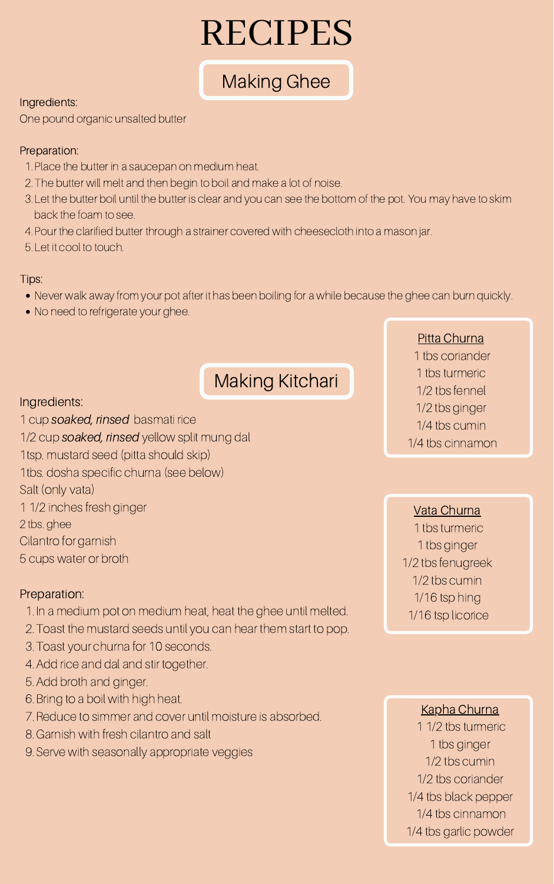# RECIPES

## Making Ghee

Ingredients:

One pound organic unsalted butter

Preparation:

1. Place the butter in a saucepan on medium heat.
2. The butter will melt and then begin to boil and make a lot of noise.
3. Let the butter boil until the butter is clear and you can see the bottom of the pot. You may have to skim back the foam to see.
4. Pour the clarified butter through a strainer covered with cheesecloth into a mason jar.
5. Let it cool to touch.

Tips:

- Never walk away from your pot after it has been boiling for a while because the ghee can burn quickly.
- No need to refrigerate your ghee.

## Making Kitchari

Ingredients:

1 cup ***soaked, rinsed*** basmati rice
1/2 cup ***soaked, rinsed*** yellow split mung dal
1tsp. mustard seed (pitta should skip)
1tbs. dosha specific churna (see below)
Salt (only vata)
1 1/2 inches fresh ginger
2 tbs. ghee
Cilantro for garnish
5 cups water or broth

Preparation:

1. In a medium pot on medium heat, heat the ghee until melted.
2. Toast the mustard seeds until you can hear them start to pop.
3. Toast your churna for 10 seconds.
4. Add rice and dal and stir together.
5. Add broth and ginger.
6. Bring to a boil with high heat.
7. Reduce to simmer and cover until moisture is absorbed.
8. Garnish with fresh cilantro and salt
9. Serve with seasonally appropriate veggies

<u>Pitta Churna</u>

1 tbs coriander
1 tbs turmeric
1/2 tbs fennel
1/2 tbs ginger
1/4 tbs cumin
1/4 tbs cinnamon

<u>Vata Churna</u>

1 tbs turmeric
1 tbs ginger
1/2 tbs fenugreek
1/2 tbs cumin
1/16 tsp hing
1/16 tsp licorice

<u>Kapha Churna</u>

1 1/2 tbs turmeric
1 tbs ginger
1/2 tbs cumin
1/2 tbs coriander
1/4 tbs black pepper
1/4 tbs cinnamon
1/4 tbs garlic powder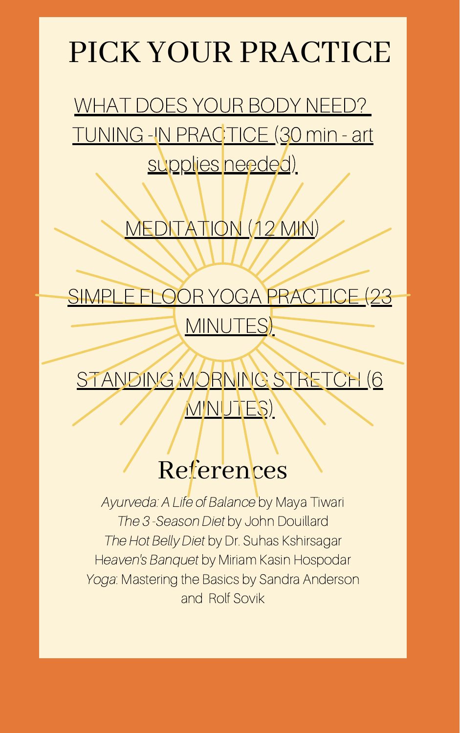# PICK YOUR PRACTICE

WHAT DOES YOUR BODY NEED? TUNING -IN PRACTICE (30 min - art supplies needed)

MEDITATION (12 MIN)

SIMPLE FLOOR YOGA PRACTICE (23 MINUTES)

STANDING MORNING STRETCH (6 MINUTES)

## References

*Ayurveda: A Life of Balance* by Maya Tiwari
*The 3 -Season Diet* by John Douillard
*The Hot Belly Diet* by Dr. Suhas Kshirsagar
H*eaven's Banquet* by Miriam Kasin Hospodar
*Yoga*: Mastering the Basics by Sandra Anderson and Rolf Sovik